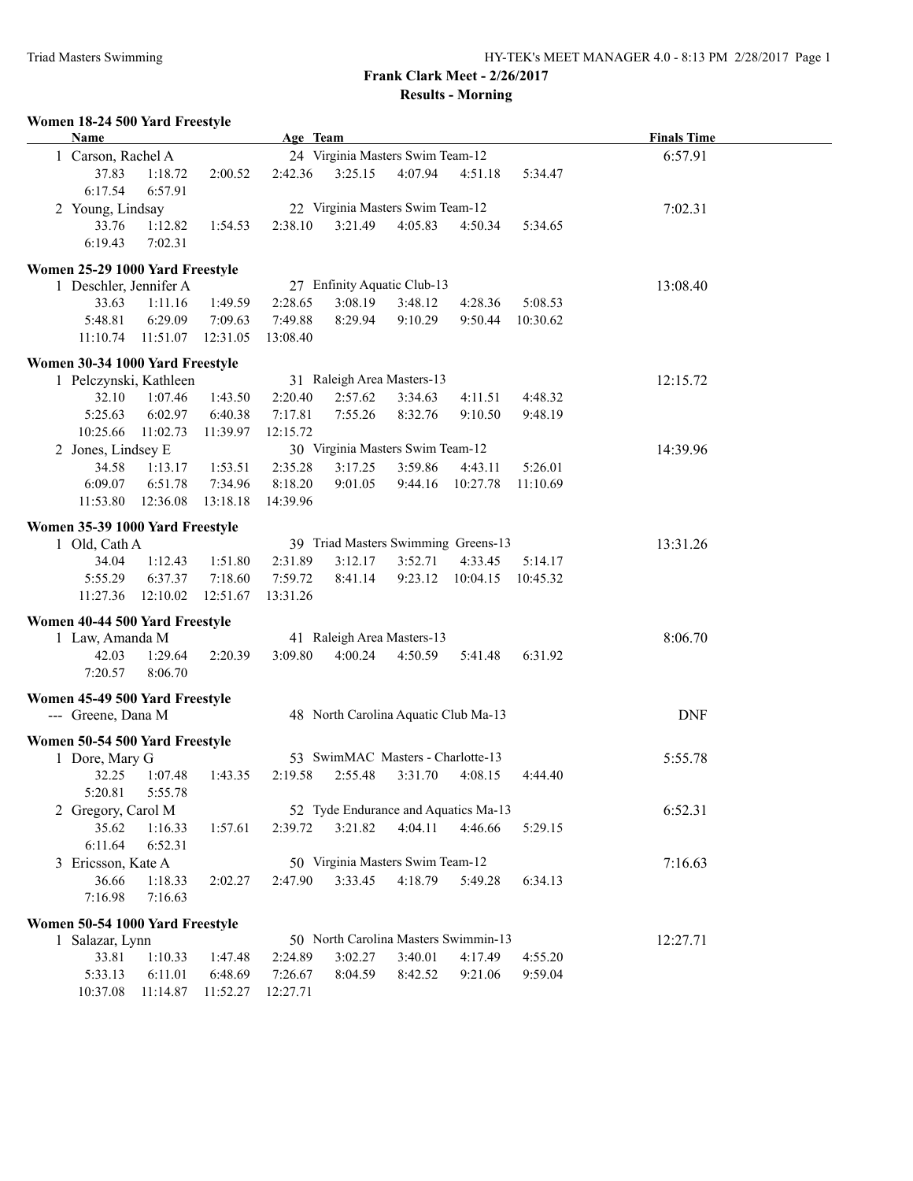## Frank Clark Meet - 2/26/2017

### Results - Morning

#### Women 18-24 500 Yard Freestyle

| Name | Age | Team | Finals Time |
|---|---|---|---|
| 1 Carson, Rachel A | 24 | Virginia Masters Swim Team-12 | 6:57.91 |
| 37.83 1:18.72 2:00.52 2:42.36 3:25.15 4:07.94 4:51.18 5:34.47 6:17.54 6:57.91 | | | |
| 2 Young, Lindsay | 22 | Virginia Masters Swim Team-12 | 7:02.31 |
| 33.76 1:12.82 1:54.53 2:38.10 3:21.49 4:05.83 4:50.34 5:34.65 6:19.43 7:02.31 | | | |

#### Women 25-29 1000 Yard Freestyle

| Name | Age | Team | Finals Time |
|---|---|---|---|
| 1 Deschler, Jennifer A | 27 | Enfinity Aquatic Club-13 | 13:08.40 |
| 33.63 1:11.16 1:49.59 2:28.65 3:08.19 3:48.12 4:28.36 5:08.53 5:48.81 6:29.09 7:09.63 7:49.88 8:29.94 9:10.29 9:50.44 10:30.62 11:10.74 11:51.07 12:31.05 13:08.40 | | | |

#### Women 30-34 1000 Yard Freestyle

| Name | Age | Team | Finals Time |
|---|---|---|---|
| 1 Pelczynski, Kathleen | 31 | Raleigh Area Masters-13 | 12:15.72 |
| 32.10 1:07.46 1:43.50 2:20.40 2:57.62 3:34.63 4:11.51 4:48.32 5:25.63 6:02.97 6:40.38 7:17.81 7:55.26 8:32.76 9:10.50 9:48.19 10:25.66 11:02.73 11:39.97 12:15.72 | | | |
| 2 Jones, Lindsey E | 30 | Virginia Masters Swim Team-12 | 14:39.96 |
| 34.58 1:13.17 1:53.51 2:35.28 3:17.25 3:59.86 4:43.11 5:26.01 6:09.07 6:51.78 7:34.96 8:18.20 9:01.05 9:44.16 10:27.78 11:10.69 11:53.80 12:36.08 13:18.18 14:39.96 | | | |

#### Women 35-39 1000 Yard Freestyle

| Name | Age | Team | Finals Time |
|---|---|---|---|
| 1 Old, Cath A | 39 | Triad Masters Swimming Greens-13 | 13:31.26 |
| 34.04 1:12.43 1:51.80 2:31.89 3:12.17 3:52.71 4:33.45 5:14.17 5:55.29 6:37.37 7:18.60 7:59.72 8:41.14 9:23.12 10:04.15 10:45.32 11:27.36 12:10.02 12:51.67 13:31.26 | | | |

#### Women 40-44 500 Yard Freestyle

| Name | Age | Team | Finals Time |
|---|---|---|---|
| 1 Law, Amanda M | 41 | Raleigh Area Masters-13 | 8:06.70 |
| 42.03 1:29.64 2:20.39 3:09.80 4:00.24 4:50.59 5:41.48 6:31.92 7:20.57 8:06.70 | | | |

#### Women 45-49 500 Yard Freestyle

| Name | Age | Team | Finals Time |
|---|---|---|---|
| --- Greene, Dana M | 48 | North Carolina Aquatic Club Ma-13 | DNF |

#### Women 50-54 500 Yard Freestyle

| Name | Age | Team | Finals Time |
|---|---|---|---|
| 1 Dore, Mary G | 53 | SwimMAC Masters - Charlotte-13 | 5:55.78 |
| 32.25 1:07.48 1:43.35 2:19.58 2:55.48 3:31.70 4:08.15 4:44.40 5:20.81 5:55.78 | | | |
| 2 Gregory, Carol M | 52 | Tyde Endurance and Aquatics Ma-13 | 6:52.31 |
| 35.62 1:16.33 1:57.61 2:39.72 3:21.82 4:04.11 4:46.66 5:29.15 6:11.64 6:52.31 | | | |
| 3 Ericsson, Kate A | 50 | Virginia Masters Swim Team-12 | 7:16.63 |
| 36.66 1:18.33 2:02.27 2:47.90 3:33.45 4:18.79 5:49.28 6:34.13 7:16.98 7:16.63 | | | |

#### Women 50-54 1000 Yard Freestyle

| Name | Age | Team | Finals Time |
|---|---|---|---|
| 1 Salazar, Lynn | 50 | North Carolina Masters Swimmin-13 | 12:27.71 |
| 33.81 1:10.33 1:47.48 2:24.89 3:02.27 3:40.01 4:17.49 4:55.20 5:33.13 6:11.01 6:48.69 7:26.67 8:04.59 8:42.52 9:21.06 9:59.04 10:37.08 11:14.87 11:52.27 12:27.71 | | | |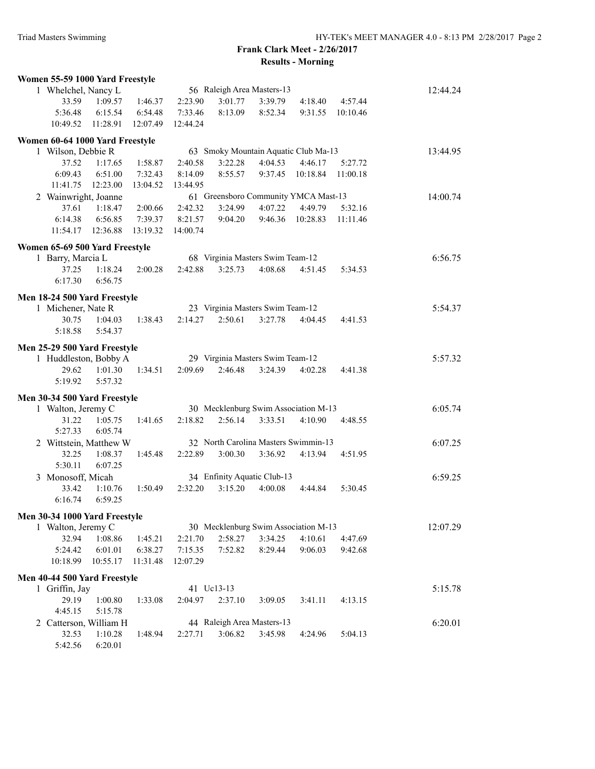**Frank Clark Meet - 2/26/2017**

**Results - Morning**

### Women 55-59 1000 Yard Freestyle

1 Whelchel, Nancy L — 56 Raleigh Area Masters-13 — 12:44.24

33.59 1:09.57 1:46.37 2:23.90 3:01.77 3:39.79 4:18.40 4:57.44
5:36.48 6:15.54 6:54.48 7:33.46 8:13.09 8:52.34 9:31.55 10:10.46
10:49.52 11:28.91 12:07.49 12:44.24

### Women 60-64 1000 Yard Freestyle

1 Wilson, Debbie R — 63 Smoky Mountain Aquatic Club Ma-13 — 13:44.95

37.52 1:17.65 1:58.87 2:40.58 3:22.28 4:04.53 4:46.17 5:27.72
6:09.43 6:51.00 7:32.43 8:14.09 8:55.57 9:37.45 10:18.84 11:00.18
11:41.75 12:23.00 13:04.52 13:44.95

2 Wainwright, Joanne — 61 Greensboro Community YMCA Mast-13 — 14:00.74

37.61 1:18.47 2:00.66 2:42.32 3:24.99 4:07.22 4:49.79 5:32.16
6:14.38 6:56.85 7:39.37 8:21.57 9:04.20 9:46.36 10:28.83 11:11.46
11:54.17 12:36.88 13:19.32 14:00.74

### Women 65-69 500 Yard Freestyle

1 Barry, Marcia L — 68 Virginia Masters Swim Team-12 — 6:56.75

37.25 1:18.24 2:00.28 2:42.88 3:25.73 4:08.68 4:51.45 5:34.53
6:17.30 6:56.75

### Men 18-24 500 Yard Freestyle

1 Michener, Nate R — 23 Virginia Masters Swim Team-12 — 5:54.37

30.75 1:04.03 1:38.43 2:14.27 2:50.61 3:27.78 4:04.45 4:41.53
5:18.58 5:54.37

### Men 25-29 500 Yard Freestyle

1 Huddleston, Bobby A — 29 Virginia Masters Swim Team-12 — 5:57.32

29.62 1:01.30 1:34.51 2:09.69 2:46.48 3:24.39 4:02.28 4:41.38
5:19.92 5:57.32

### Men 30-34 500 Yard Freestyle

1 Walton, Jeremy C — 30 Mecklenburg Swim Association M-13 — 6:05.74

31.22 1:05.75 1:41.65 2:18.82 2:56.14 3:33.51 4:10.90 4:48.55
5:27.33 6:05.74

2 Wittstein, Matthew W — 32 North Carolina Masters Swimmin-13 — 6:07.25

32.25 1:08.37 1:45.48 2:22.89 3:00.30 3:36.92 4:13.94 4:51.95
5:30.11 6:07.25

3 Monosoff, Micah — 34 Enfinity Aquatic Club-13 — 6:59.25

33.42 1:10.76 1:50.49 2:32.20 3:15.20 4:00.08 4:44.84 5:30.45
6:16.74 6:59.25

### Men 30-34 1000 Yard Freestyle

1 Walton, Jeremy C — 30 Mecklenburg Swim Association M-13 — 12:07.29

32.94 1:08.86 1:45.21 2:21.70 2:58.27 3:34.25 4:10.61 4:47.69
5:24.42 6:01.01 6:38.27 7:15.35 7:52.82 8:29.44 9:06.03 9:42.68
10:18.99 10:55.17 11:31.48 12:07.29

### Men 40-44 500 Yard Freestyle

1 Griffin, Jay — 41 Uc13-13 — 5:15.78

29.19 1:00.80 1:33.08 2:04.97 2:37.10 3:09.05 3:41.11 4:13.15
4:45.15 5:15.78

2 Catterson, William H — 44 Raleigh Area Masters-13 — 6:20.01

32.53 1:10.28 1:48.94 2:27.71 3:06.82 3:45.98 4:24.96 5:04.13
5:42.56 6:20.01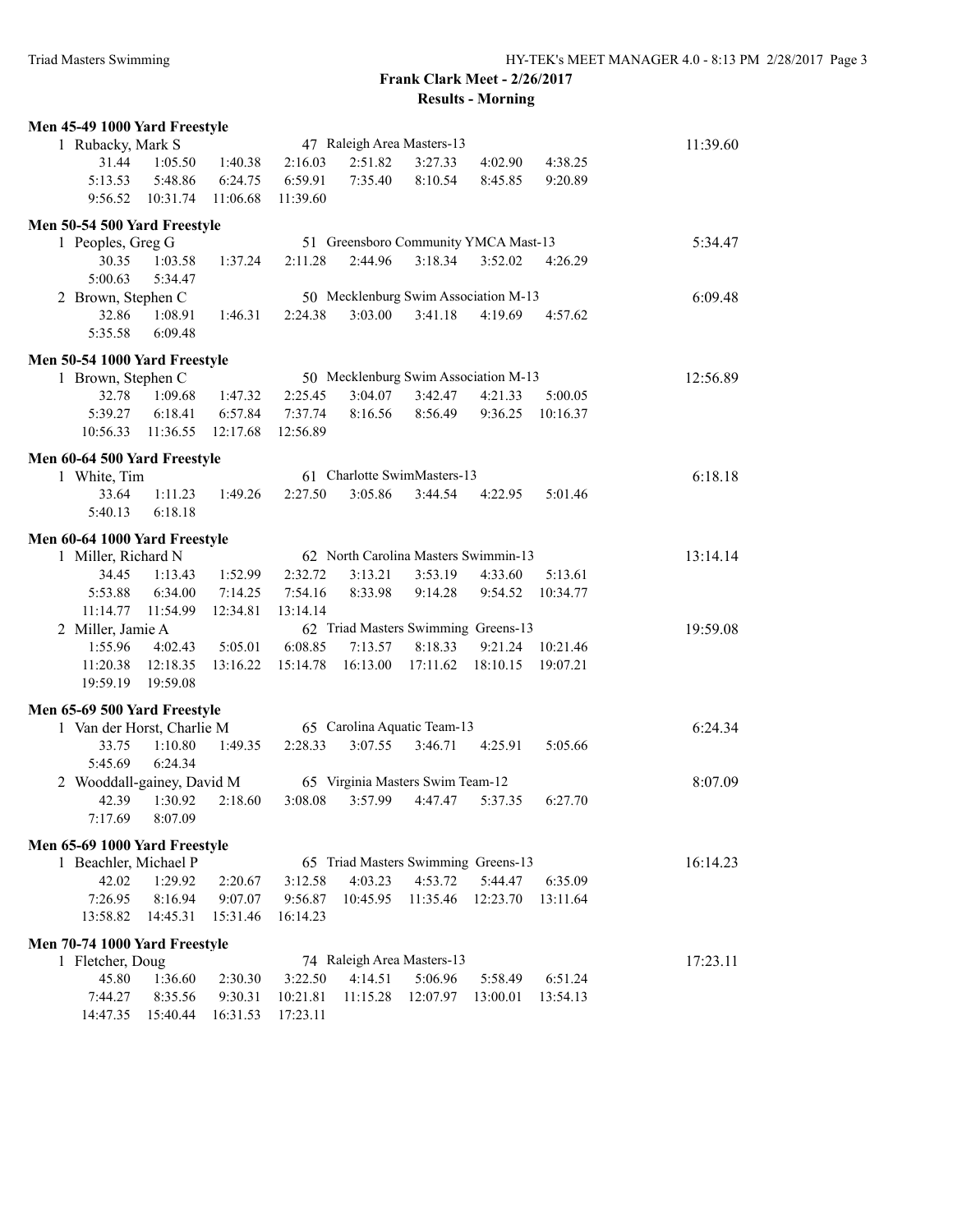# Frank Clark Meet - 2/26/2017

## Results - Morning

### Men 45-49 1000 Yard Freestyle

1 Rubacky, Mark S — 47 Raleigh Area Masters-13 — 11:39.60

| | | | | | | | |
|---|---|---|---|---|---|---|---|
| 31.44 | 1:05.50 | 1:40.38 | 2:16.03 | 2:51.82 | 3:27.33 | 4:02.90 | 4:38.25 |
| 5:13.53 | 5:48.86 | 6:24.75 | 6:59.91 | 7:35.40 | 8:10.54 | 8:45.85 | 9:20.89 |
| 9:56.52 | 10:31.74 | 11:06.68 | 11:39.60 | | | | |

### Men 50-54 500 Yard Freestyle

1 Peoples, Greg G — 51 Greensboro Community YMCA Mast-13 — 5:34.47

| | | | | | | | |
|---|---|---|---|---|---|---|---|
| 30.35 | 1:03.58 | 1:37.24 | 2:11.28 | 2:44.96 | 3:18.34 | 3:52.02 | 4:26.29 |
| 5:00.63 | 5:34.47 | | | | | | |

2 Brown, Stephen C — 50 Mecklenburg Swim Association M-13 — 6:09.48

| | | | | | | | |
|---|---|---|---|---|---|---|---|
| 32.86 | 1:08.91 | 1:46.31 | 2:24.38 | 3:03.00 | 3:41.18 | 4:19.69 | 4:57.62 |
| 5:35.58 | 6:09.48 | | | | | | |

### Men 50-54 1000 Yard Freestyle

1 Brown, Stephen C — 50 Mecklenburg Swim Association M-13 — 12:56.89

| | | | | | | | |
|---|---|---|---|---|---|---|---|
| 32.78 | 1:09.68 | 1:47.32 | 2:25.45 | 3:04.07 | 3:42.47 | 4:21.33 | 5:00.05 |
| 5:39.27 | 6:18.41 | 6:57.84 | 7:37.74 | 8:16.56 | 8:56.49 | 9:36.25 | 10:16.37 |
| 10:56.33 | 11:36.55 | 12:17.68 | 12:56.89 | | | | |

### Men 60-64 500 Yard Freestyle

1 White, Tim — 61 Charlotte SwimMasters-13 — 6:18.18

| | | | | | | | |
|---|---|---|---|---|---|---|---|
| 33.64 | 1:11.23 | 1:49.26 | 2:27.50 | 3:05.86 | 3:44.54 | 4:22.95 | 5:01.46 |
| 5:40.13 | 6:18.18 | | | | | | |

### Men 60-64 1000 Yard Freestyle

1 Miller, Richard N — 62 North Carolina Masters Swimmin-13 — 13:14.14

| | | | | | | | |
|---|---|---|---|---|---|---|---|
| 34.45 | 1:13.43 | 1:52.99 | 2:32.72 | 3:13.21 | 3:53.19 | 4:33.60 | 5:13.61 |
| 5:53.88 | 6:34.00 | 7:14.25 | 7:54.16 | 8:33.98 | 9:14.28 | 9:54.52 | 10:34.77 |
| 11:14.77 | 11:54.99 | 12:34.81 | 13:14.14 | | | | |

2 Miller, Jamie A — 62 Triad Masters Swimming Greens-13 — 19:59.08

| | | | | | | | |
|---|---|---|---|---|---|---|---|
| 1:55.96 | 4:02.43 | 5:05.01 | 6:08.85 | 7:13.57 | 8:18.33 | 9:21.24 | 10:21.46 |
| 11:20.38 | 12:18.35 | 13:16.22 | 15:14.78 | 16:13.00 | 17:11.62 | 18:10.15 | 19:07.21 |
| 19:59.19 | 19:59.08 | | | | | | |

### Men 65-69 500 Yard Freestyle

1 Van der Horst, Charlie M — 65 Carolina Aquatic Team-13 — 6:24.34

| | | | | | | | |
|---|---|---|---|---|---|---|---|
| 33.75 | 1:10.80 | 1:49.35 | 2:28.33 | 3:07.55 | 3:46.71 | 4:25.91 | 5:05.66 |
| 5:45.69 | 6:24.34 | | | | | | |

2 Wooddall-gainey, David M — 65 Virginia Masters Swim Team-12 — 8:07.09

| | | | | | | | |
|---|---|---|---|---|---|---|---|
| 42.39 | 1:30.92 | 2:18.60 | 3:08.08 | 3:57.99 | 4:47.47 | 5:37.35 | 6:27.70 |
| 7:17.69 | 8:07.09 | | | | | | |

### Men 65-69 1000 Yard Freestyle

1 Beachler, Michael P — 65 Triad Masters Swimming Greens-13 — 16:14.23

| | | | | | | | |
|---|---|---|---|---|---|---|---|
| 42.02 | 1:29.92 | 2:20.67 | 3:12.58 | 4:03.23 | 4:53.72 | 5:44.47 | 6:35.09 |
| 7:26.95 | 8:16.94 | 9:07.07 | 9:56.87 | 10:45.95 | 11:35.46 | 12:23.70 | 13:11.64 |
| 13:58.82 | 14:45.31 | 15:31.46 | 16:14.23 | | | | |

### Men 70-74 1000 Yard Freestyle

1 Fletcher, Doug — 74 Raleigh Area Masters-13 — 17:23.11

| | | | | | | | |
|---|---|---|---|---|---|---|---|
| 45.80 | 1:36.60 | 2:30.30 | 3:22.50 | 4:14.51 | 5:06.96 | 5:58.49 | 6:51.24 |
| 7:44.27 | 8:35.56 | 9:30.31 | 10:21.81 | 11:15.28 | 12:07.97 | 13:00.01 | 13:54.13 |
| 14:47.35 | 15:40.44 | 16:31.53 | 17:23.11 | | | | |